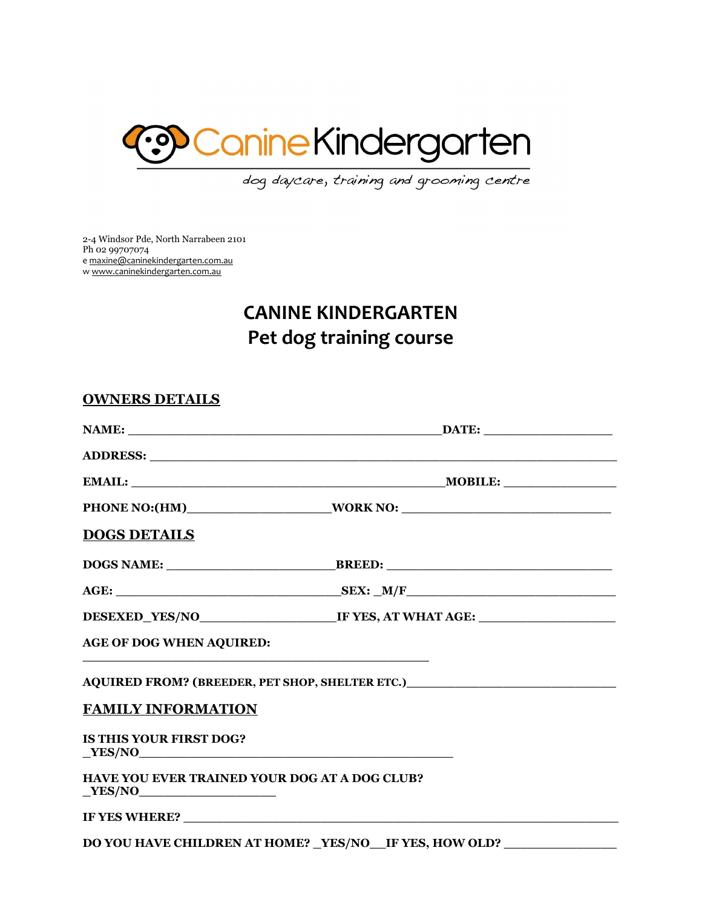Canine Kindergarten

*dog daycare, training and grooming centre*

2-4 Windsor Pde, North Narrabeen 2101
Ph 02 99707074
e maxine@caninekindergarten.com.au
w www.caninekindergarten.com.au

# CANINE KINDERGARTEN
# Pet dog training course

## OWNERS DETAILS

**NAME:** ______________________________________________**DATE:** ___________________

**ADDRESS:** _____________________________________________________________________

**EMAIL:** ______________________________________________**MOBILE:** ________________

**PHONE NO:(HM)**____________________**WORK NO:** _______________________________

## DOGS DETAILS

**DOGS NAME:** _________________________**BREED:** _________________________________

**AGE:** _________________________________**SEX: _M/F**_______________________________

**DESEXED_YES/NO**____________________**IF YES, AT WHAT AGE:** ____________________

**AGE OF DOG WHEN AQUIRED:**

___________________________________________________

**AQUIRED FROM? (BREEDER, PET SHOP, SHELTER ETC.)**______________________________

## FAMILY INFORMATION

**IS THIS YOUR FIRST DOG?**
**_YES/NO**______________________________________________

**HAVE YOU EVER TRAINED YOUR DOG AT A DOG CLUB?**
**_YES/NO**____________________

**IF YES WHERE?** _________________________________________________________________

**DO YOU HAVE CHILDREN AT HOME? _YES/NO__IF YES, HOW OLD?** ________________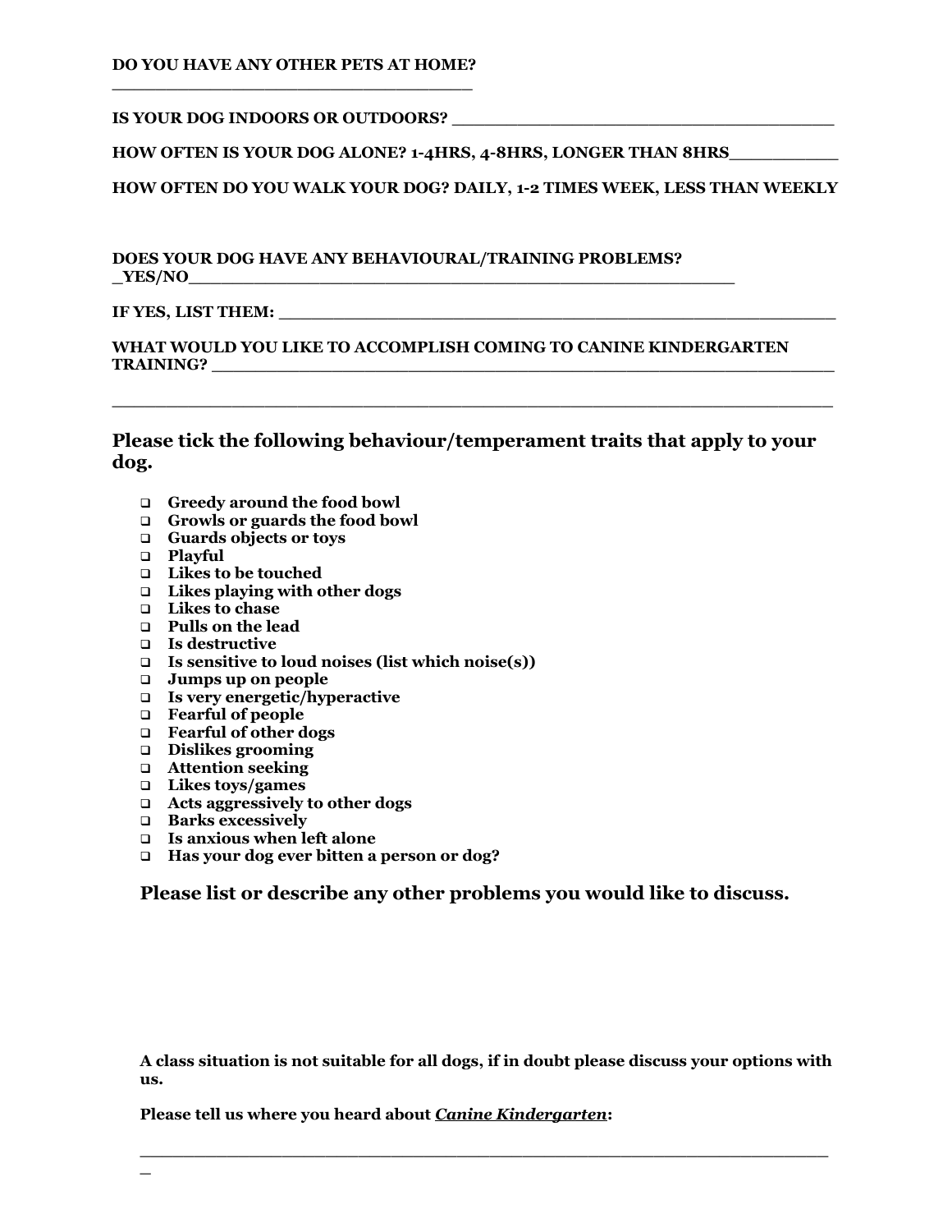**DO YOU HAVE ANY OTHER PETS AT HOME?**
**___________________________________**

**IS YOUR DOG INDOORS OR OUTDOORS? ____________________________________**

**HOW OFTEN IS YOUR DOG ALONE? 1-4HRS, 4-8HRS, LONGER THAN 8HRS__________**

**HOW OFTEN DO YOU WALK YOUR DOG? DAILY, 1-2 TIMES WEEK, LESS THAN WEEKLY**

**DOES YOUR DOG HAVE ANY BEHAVIOURAL/TRAINING PROBLEMS?**
**_YES/NO___________________________________________________**

**IF YES, LIST THEM: ________________________________________________________**

**WHAT WOULD YOU LIKE TO ACCOMPLISH COMING TO CANINE KINDERGARTEN TRAINING? ____________________________________________________________**

**___________________________________________________________________**

## Please tick the following behaviour/temperament traits that apply to your dog.

- ❑ **Greedy around the food bowl**
- ❑ **Growls or guards the food bowl**
- ❑ **Guards objects or toys**
- ❑ **Playful**
- ❑ **Likes to be touched**
- ❑ **Likes playing with other dogs**
- ❑ **Likes to chase**
- ❑ **Pulls on the lead**
- ❑ **Is destructive**
- ❑ **Is sensitive to loud noises (list which noise(s))**
- ❑ **Jumps up on people**
- ❑ **Is very energetic/hyperactive**
- ❑ **Fearful of people**
- ❑ **Fearful of other dogs**
- ❑ **Dislikes grooming**
- ❑ **Attention seeking**
- ❑ **Likes toys/games**
- ❑ **Acts aggressively to other dogs**
- ❑ **Barks excessively**
- ❑ **Is anxious when left alone**
- ❑ **Has your dog ever bitten a person or dog?**

## Please list or describe any other problems you would like to discuss.

**A class situation is not suitable for all dogs, if in doubt please discuss your options with us.**

**Please tell us where you heard about *Canine Kindergarten*:**

**_________________________________________________________________**
**_**